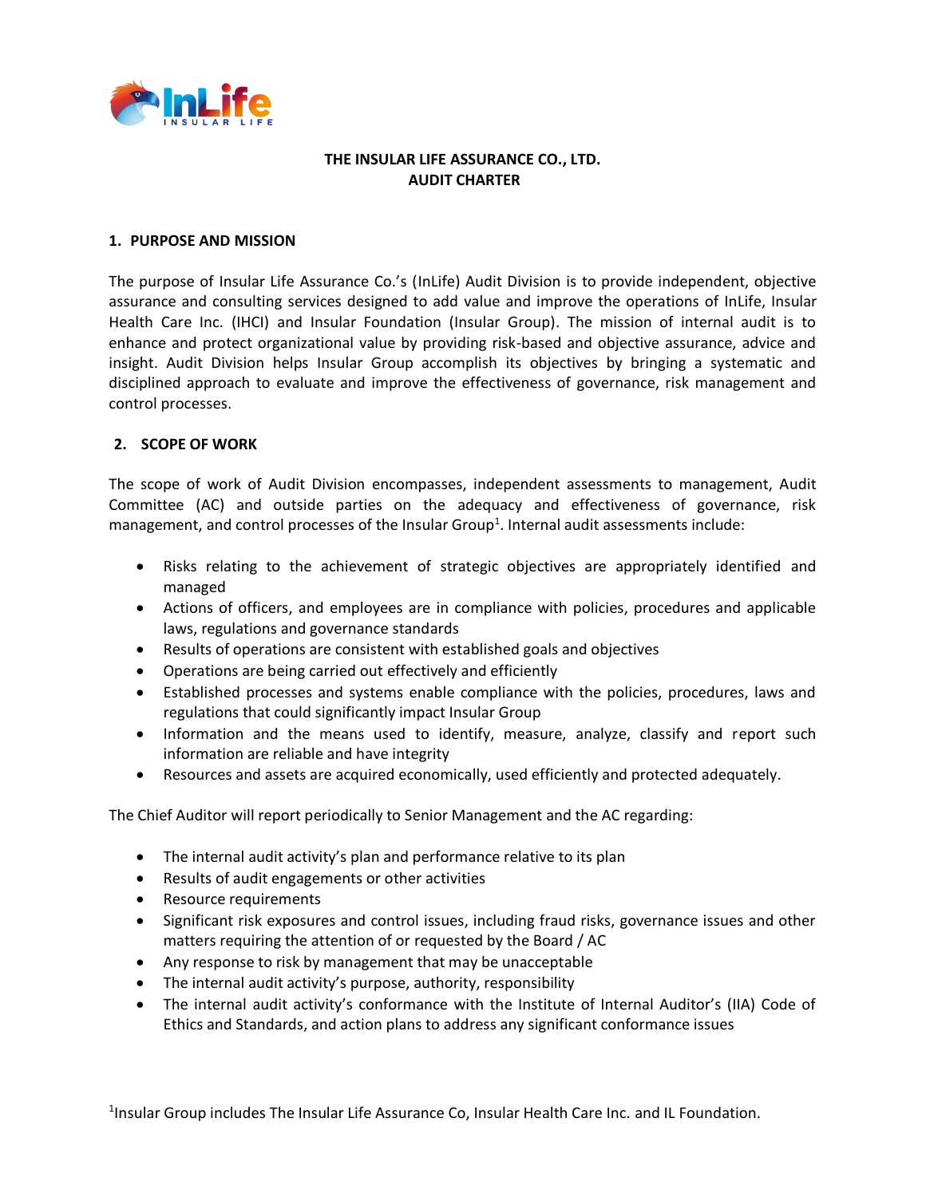# THE INSULAR LIFE ASSURANCE CO., LTD.
# AUDIT CHARTER

## 1. PURPOSE AND MISSION

The purpose of Insular Life Assurance Co.'s (InLife) Audit Division is to provide independent, objective assurance and consulting services designed to add value and improve the operations of InLife, Insular Health Care Inc. (IHCI) and Insular Foundation (Insular Group). The mission of internal audit is to enhance and protect organizational value by providing risk-based and objective assurance, advice and insight. Audit Division helps Insular Group accomplish its objectives by bringing a systematic and disciplined approach to evaluate and improve the effectiveness of governance, risk management and control processes.

## 2. SCOPE OF WORK

The scope of work of Audit Division encompasses, independent assessments to management, Audit Committee (AC) and outside parties on the adequacy and effectiveness of governance, risk management, and control processes of the Insular Group[1]. Internal audit assessments include:

- Risks relating to the achievement of strategic objectives are appropriately identified and managed
- Actions of officers, and employees are in compliance with policies, procedures and applicable laws, regulations and governance standards
- Results of operations are consistent with established goals and objectives
- Operations are being carried out effectively and efficiently
- Established processes and systems enable compliance with the policies, procedures, laws and regulations that could significantly impact Insular Group
- Information and the means used to identify, measure, analyze, classify and report such information are reliable and have integrity
- Resources and assets are acquired economically, used efficiently and protected adequately.

The Chief Auditor will report periodically to Senior Management and the AC regarding:

- The internal audit activity's plan and performance relative to its plan
- Results of audit engagements or other activities
- Resource requirements
- Significant risk exposures and control issues, including fraud risks, governance issues and other matters requiring the attention of or requested by the Board / AC
- Any response to risk by management that may be unacceptable
- The internal audit activity's purpose, authority, responsibility
- The internal audit activity's conformance with the Institute of Internal Auditor's (IIA) Code of Ethics and Standards, and action plans to address any significant conformance issues

[1] Insular Group includes The Insular Life Assurance Co, Insular Health Care Inc. and IL Foundation.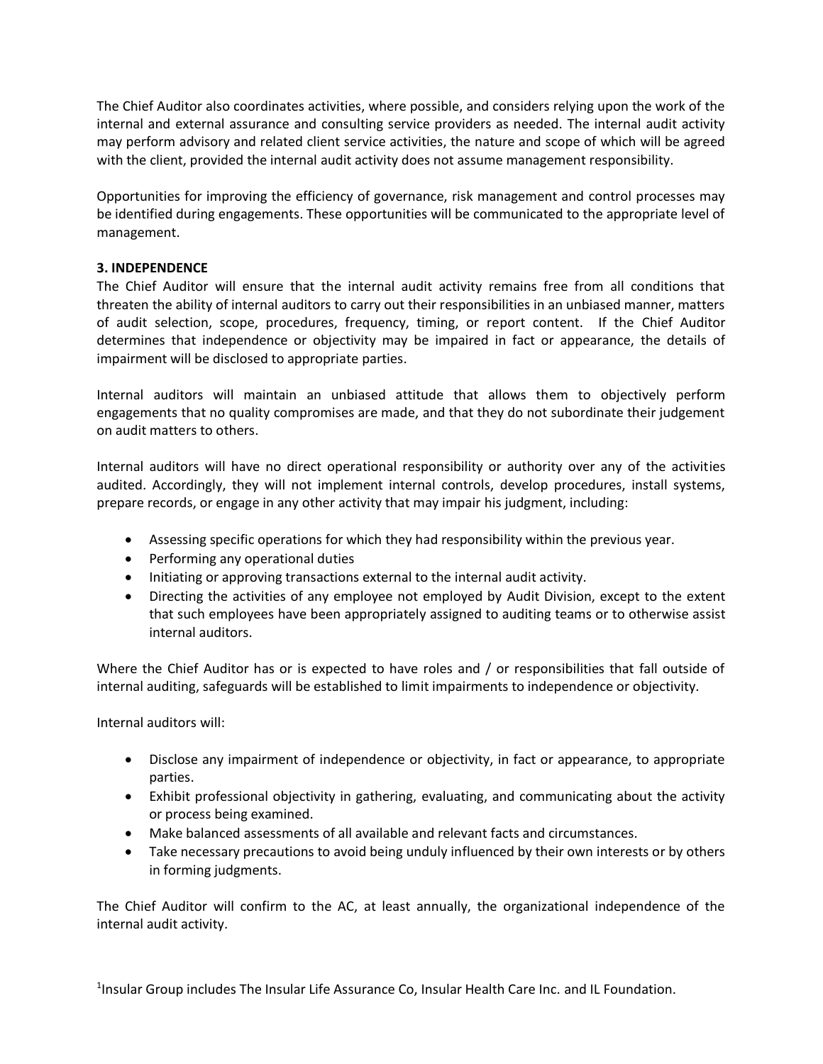The Chief Auditor also coordinates activities, where possible, and considers relying upon the work of the internal and external assurance and consulting service providers as needed. The internal audit activity may perform advisory and related client service activities, the nature and scope of which will be agreed with the client, provided the internal audit activity does not assume management responsibility.

Opportunities for improving the efficiency of governance, risk management and control processes may be identified during engagements. These opportunities will be communicated to the appropriate level of management.

**3. INDEPENDENCE**

The Chief Auditor will ensure that the internal audit activity remains free from all conditions that threaten the ability of internal auditors to carry out their responsibilities in an unbiased manner, matters of audit selection, scope, procedures, frequency, timing, or report content. If the Chief Auditor determines that independence or objectivity may be impaired in fact or appearance, the details of impairment will be disclosed to appropriate parties.

Internal auditors will maintain an unbiased attitude that allows them to objectively perform engagements that no quality compromises are made, and that they do not subordinate their judgement on audit matters to others.

Internal auditors will have no direct operational responsibility or authority over any of the activities audited. Accordingly, they will not implement internal controls, develop procedures, install systems, prepare records, or engage in any other activity that may impair his judgment, including:

- Assessing specific operations for which they had responsibility within the previous year.
- Performing any operational duties
- Initiating or approving transactions external to the internal audit activity.
- Directing the activities of any employee not employed by Audit Division, except to the extent that such employees have been appropriately assigned to auditing teams or to otherwise assist internal auditors.

Where the Chief Auditor has or is expected to have roles and / or responsibilities that fall outside of internal auditing, safeguards will be established to limit impairments to independence or objectivity.

Internal auditors will:

- Disclose any impairment of independence or objectivity, in fact or appearance, to appropriate parties.
- Exhibit professional objectivity in gathering, evaluating, and communicating about the activity or process being examined.
- Make balanced assessments of all available and relevant facts and circumstances.
- Take necessary precautions to avoid being unduly influenced by their own interests or by others in forming judgments.

The Chief Auditor will confirm to the AC, at least annually, the organizational independence of the internal audit activity.

[1]Insular Group includes The Insular Life Assurance Co, Insular Health Care Inc. and IL Foundation.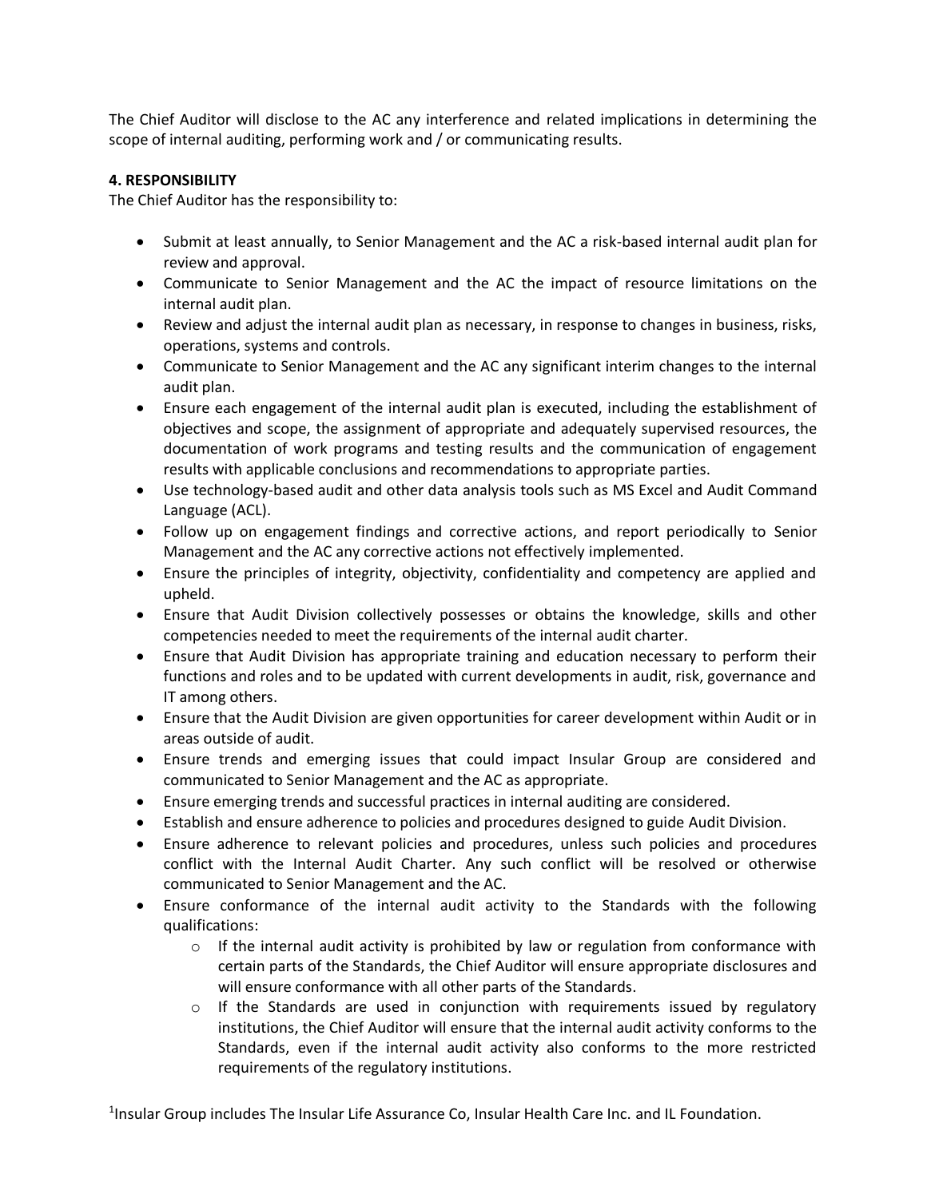The Chief Auditor will disclose to the AC any interference and related implications in determining the scope of internal auditing, performing work and / or communicating results.

**4. RESPONSIBILITY**

The Chief Auditor has the responsibility to:

- Submit at least annually, to Senior Management and the AC a risk-based internal audit plan for review and approval.
- Communicate to Senior Management and the AC the impact of resource limitations on the internal audit plan.
- Review and adjust the internal audit plan as necessary, in response to changes in business, risks, operations, systems and controls.
- Communicate to Senior Management and the AC any significant interim changes to the internal audit plan.
- Ensure each engagement of the internal audit plan is executed, including the establishment of objectives and scope, the assignment of appropriate and adequately supervised resources, the documentation of work programs and testing results and the communication of engagement results with applicable conclusions and recommendations to appropriate parties.
- Use technology-based audit and other data analysis tools such as MS Excel and Audit Command Language (ACL).
- Follow up on engagement findings and corrective actions, and report periodically to Senior Management and the AC any corrective actions not effectively implemented.
- Ensure the principles of integrity, objectivity, confidentiality and competency are applied and upheld.
- Ensure that Audit Division collectively possesses or obtains the knowledge, skills and other competencies needed to meet the requirements of the internal audit charter.
- Ensure that Audit Division has appropriate training and education necessary to perform their functions and roles and to be updated with current developments in audit, risk, governance and IT among others.
- Ensure that the Audit Division are given opportunities for career development within Audit or in areas outside of audit.
- Ensure trends and emerging issues that could impact Insular Group are considered and communicated to Senior Management and the AC as appropriate.
- Ensure emerging trends and successful practices in internal auditing are considered.
- Establish and ensure adherence to policies and procedures designed to guide Audit Division.
- Ensure adherence to relevant policies and procedures, unless such policies and procedures conflict with the Internal Audit Charter. Any such conflict will be resolved or otherwise communicated to Senior Management and the AC.
- Ensure conformance of the internal audit activity to the Standards with the following qualifications:
    - If the internal audit activity is prohibited by law or regulation from conformance with certain parts of the Standards, the Chief Auditor will ensure appropriate disclosures and will ensure conformance with all other parts of the Standards.
    - If the Standards are used in conjunction with requirements issued by regulatory institutions, the Chief Auditor will ensure that the internal audit activity conforms to the Standards, even if the internal audit activity also conforms to the more restricted requirements of the regulatory institutions.

[1]Insular Group includes The Insular Life Assurance Co, Insular Health Care Inc. and IL Foundation.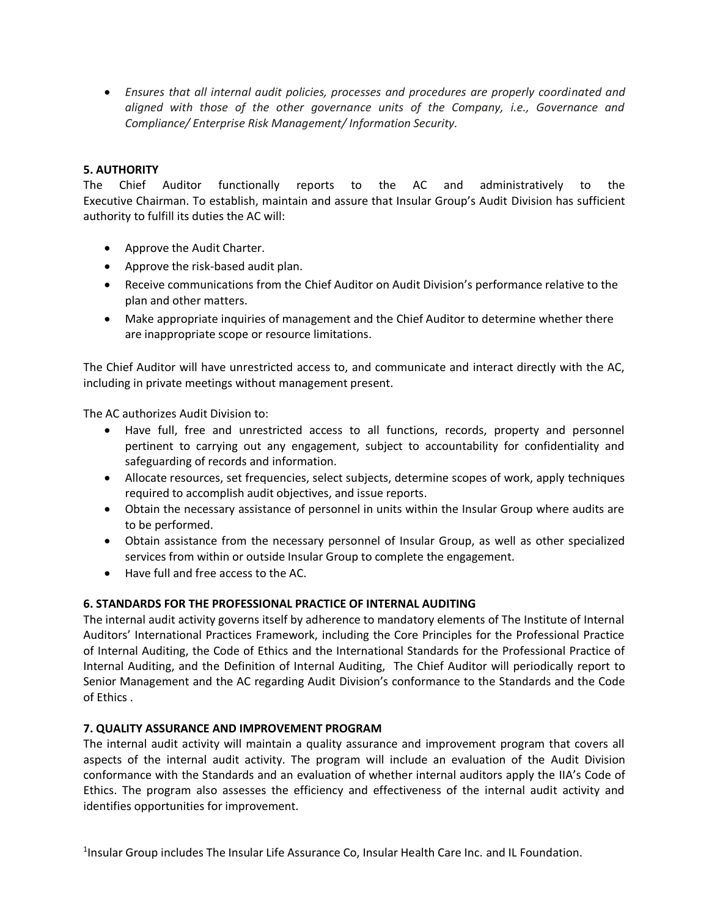- *Ensures that all internal audit policies, processes and procedures are properly coordinated and aligned with those of the other governance units of the Company, i.e., Governance and Compliance/ Enterprise Risk Management/ Information Security.*

**5. AUTHORITY**

The Chief Auditor functionally reports to the AC and administratively to the Executive Chairman. To establish, maintain and assure that Insular Group's Audit Division has sufficient authority to fulfill its duties the AC will:

- Approve the Audit Charter.
- Approve the risk-based audit plan.
- Receive communications from the Chief Auditor on Audit Division's performance relative to the plan and other matters.
- Make appropriate inquiries of management and the Chief Auditor to determine whether there are inappropriate scope or resource limitations.

The Chief Auditor will have unrestricted access to, and communicate and interact directly with the AC, including in private meetings without management present.

The AC authorizes Audit Division to:

- Have full, free and unrestricted access to all functions, records, property and personnel pertinent to carrying out any engagement, subject to accountability for confidentiality and safeguarding of records and information.
- Allocate resources, set frequencies, select subjects, determine scopes of work, apply techniques required to accomplish audit objectives, and issue reports.
- Obtain the necessary assistance of personnel in units within the Insular Group where audits are to be performed.
- Obtain assistance from the necessary personnel of Insular Group, as well as other specialized services from within or outside Insular Group to complete the engagement.
- Have full and free access to the AC.

**6. STANDARDS FOR THE PROFESSIONAL PRACTICE OF INTERNAL AUDITING**

The internal audit activity governs itself by adherence to mandatory elements of The Institute of Internal Auditors' International Practices Framework, including the Core Principles for the Professional Practice of Internal Auditing, the Code of Ethics and the International Standards for the Professional Practice of Internal Auditing, and the Definition of Internal Auditing, The Chief Auditor will periodically report to Senior Management and the AC regarding Audit Division's conformance to the Standards and the Code of Ethics .

**7. QUALITY ASSURANCE AND IMPROVEMENT PROGRAM**

The internal audit activity will maintain a quality assurance and improvement program that covers all aspects of the internal audit activity. The program will include an evaluation of the Audit Division conformance with the Standards and an evaluation of whether internal auditors apply the IIA's Code of Ethics. The program also assesses the efficiency and effectiveness of the internal audit activity and identifies opportunities for improvement.

[1]Insular Group includes The Insular Life Assurance Co, Insular Health Care Inc. and IL Foundation.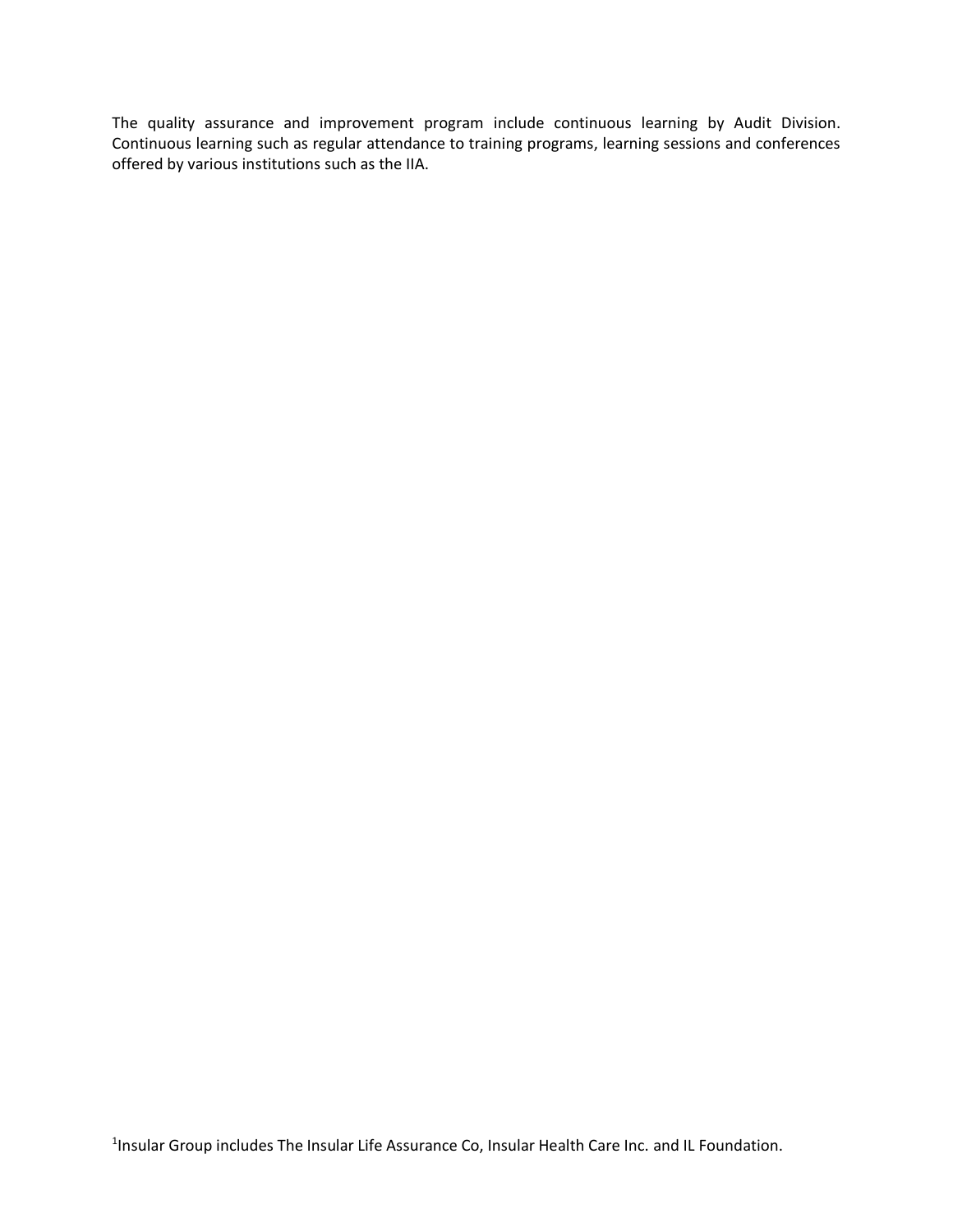The quality assurance and improvement program include continuous learning by Audit Division. Continuous learning such as regular attendance to training programs, learning sessions and conferences offered by various institutions such as the IIA.

[1]Insular Group includes The Insular Life Assurance Co, Insular Health Care Inc. and IL Foundation.